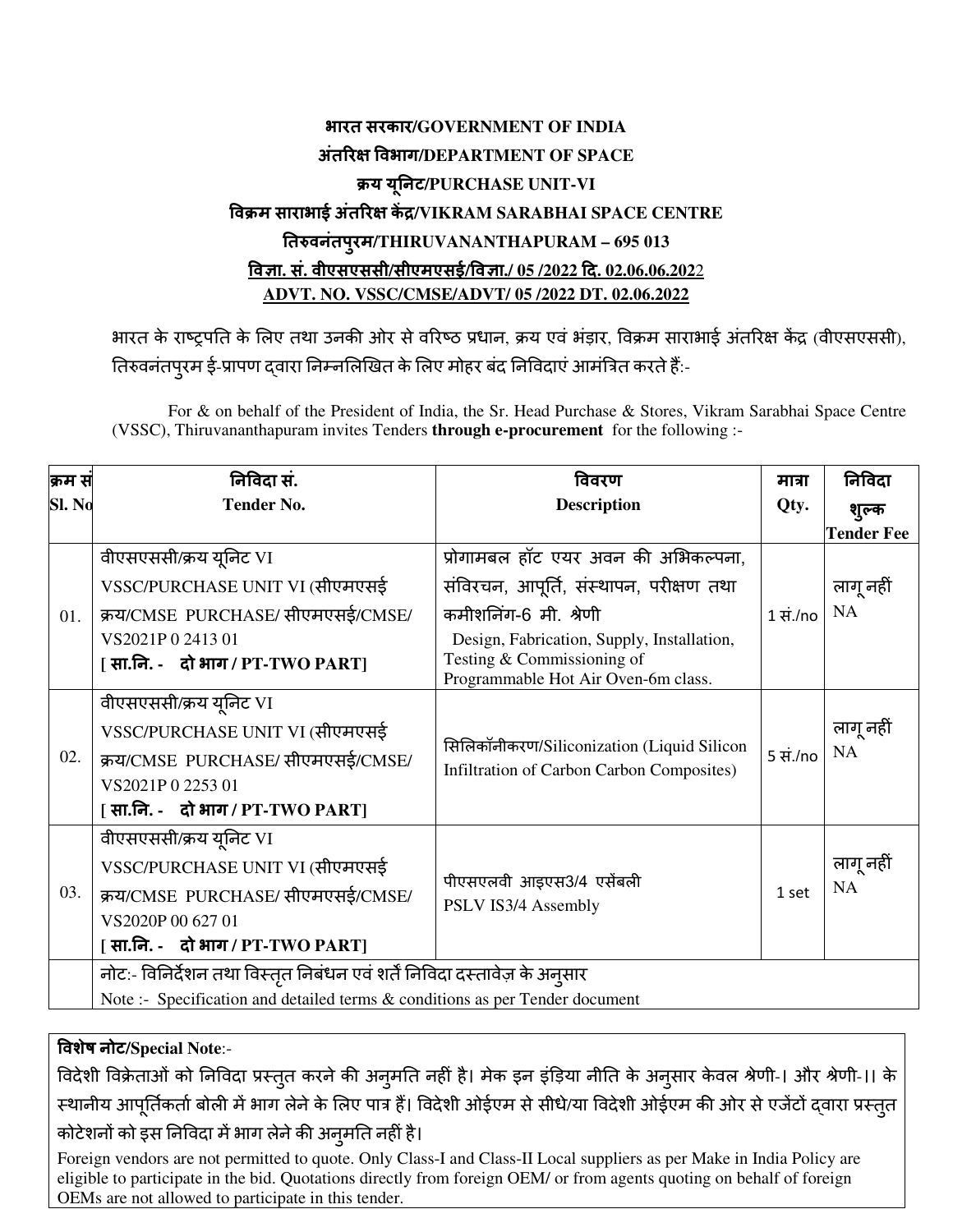**भारत सरकार/GOVERNMENT OF INDIA**

**अंतरिक्ष विभाग/DEPARTMENT OF SPACE**

**क्रय यूनिट/PURCHASE UNIT-VI**

**विक्रम साराभाई अंतरिक्ष केंद्र/VIKRAM SARABHAI SPACE CENTRE**

**तिरुवनंतपुरम/THIRUVANANTHAPURAM – 695 013**

**विज्ञा. सं. वीएसएससी/सीएमएसई/विज्ञा./ 05 /2022 दि. 02.06.06.2022**

**ADVT. NO. VSSC/CMSE/ADVT/ 05 /2022 DT. 02.06.2022**

भारत के राष्ट्रपति के लिए तथा उनकी ओर से वरिष्ठ प्रधान, क्रय एवं भंडार, विक्रम साराभाई अंतरिक्ष केंद्र (वीएसएससी), तिरुवनंतपुरम ई-प्रापण द्वारा निम्नलिखित के लिए मोहर बंद निविदाएं आमंत्रित करते हैं:-

For & on behalf of the President of India, the Sr. Head Purchase & Stores, Vikram Sarabhai Space Centre (VSSC), Thiruvananthapuram invites Tenders **through e-procurement** for the following :-

| क्रम सं Sl. No | निविदा सं. Tender No. | विवरण Description | मात्रा Qty. | निविदा शुल्क Tender Fee |
|---|---|---|---|---|
| 01. | वीएसएससी/क्रय यूनिट VI VSSC/PURCHASE UNIT VI (सीएमएसई क्रय/CMSE PURCHASE/ सीएमएसई/CMSE/ VS2021P 0 2413 01 **[ सा.नि. - दो भाग / PT-TWO PART]** | प्रोगामबल हॉट एयर अवन की अभिकल्पना, संविरचन, आपूर्ति, संस्थापन, परीक्षण तथा कमीशनिंग-6 मी. श्रेणी Design, Fabrication, Supply, Installation, Testing & Commissioning of Programmable Hot Air Oven-6m class. | 1 सं./no | लागू नहीं NA |
| 02. | वीएसएससी/क्रय यूनिट VI VSSC/PURCHASE UNIT VI (सीएमएसई क्रय/CMSE PURCHASE/ सीएमएसई/CMSE/ VS2021P 0 2253 01 **[ सा.नि. - दो भाग / PT-TWO PART]** | सिलिकॉनीकरण/Siliconization (Liquid Silicon Infiltration of Carbon Carbon Composites) | 5 सं./no | लागू नहीं NA |
| 03. | वीएसएससी/क्रय यूनिट VI VSSC/PURCHASE UNIT VI (सीएमएसई क्रय/CMSE PURCHASE/ सीएमएसई/CMSE/ VS2020P 00 627 01 **[ सा.नि. - दो भाग / PT-TWO PART]** | पीएसएलवी आइएस3/4 एसेंबली PSLV IS3/4 Assembly | 1 set | लागू नहीं NA |
| | नोट:- विनिर्देशन तथा विस्तृत निबंधन एवं शर्तें निविदा दस्तावेज़ के अनुसार Note :- Specification and detailed terms & conditions as per Tender document | | | |

**विशेष नोट/Special Note**:-

विदेशी विक्रेताओं को निविदा प्रस्तुत करने की अनुमति नहीं है। मेक इन इंडिया नीति के अनुसार केवल श्रेणी-। और श्रेणी-।। के स्थानीय आपूर्तिकर्ता बोली में भाग लेने के लिए पात्र हैं। विदेशी ओईएम से सीधे/या विदेशी ओईएम की ओर से एजेंटों द्वारा प्रस्तुत कोटेशनों को इस निविदा में भाग लेने की अनुमति नहीं है।

Foreign vendors are not permitted to quote. Only Class-I and Class-II Local suppliers as per Make in India Policy are eligible to participate in the bid. Quotations directly from foreign OEM/ or from agents quoting on behalf of foreign OEMs are not allowed to participate in this tender.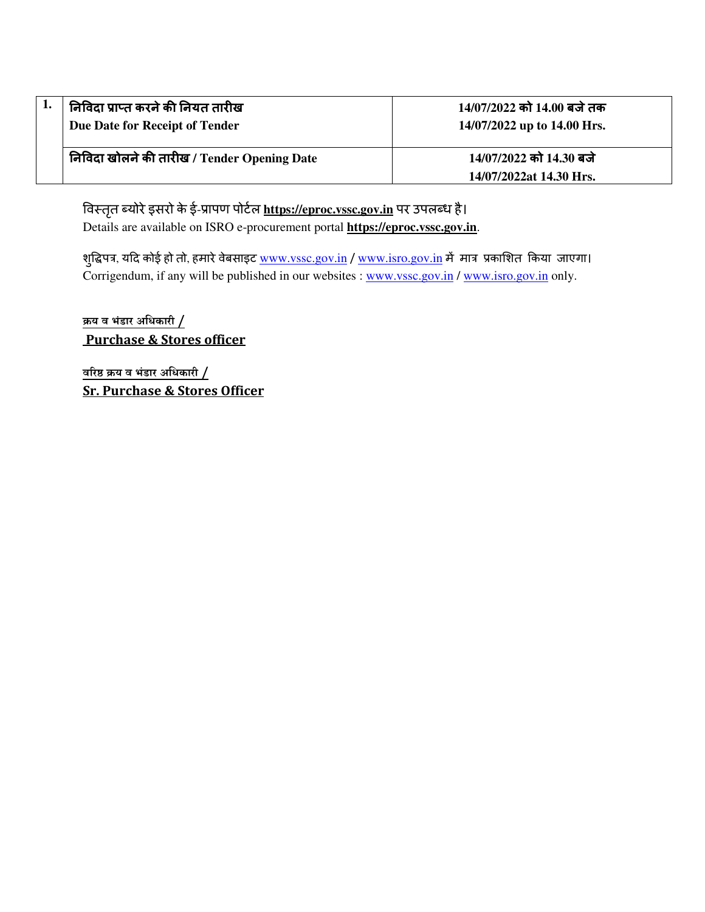| 1. | निविदा प्राप्त करने की नियत तारीख<br>**Due Date for Receipt of Tender** | **14/07/2022 को 14.00 बजे तक**<br>**14/07/2022 up to 14.00 Hrs.** |
|---|---|---|
| | **निविदा खोलने की तारीख / Tender Opening Date** | **14/07/2022 को 14.30 बजे**<br>**14/07/2022at 14.30 Hrs.** |

विस्तृत ब्योरे इसरो के ई-प्रापण पोर्टल **https://eproc.vssc.gov.in** पर उपलब्ध है।
Details are available on ISRO e-procurement portal **https://eproc.vssc.gov.in**.

शुद्धिपत्र, यदि कोई हो तो, हमारे वेबसाइट www.vssc.gov.in / www.isro.gov.in में मात्र प्रकाशित किया जाएगा।
Corrigendum, if any will be published in our websites : www.vssc.gov.in / www.isro.gov.in only.

क्रय व भंडार अधिकारी /
**Purchase & Stores officer**

वरिष्ठ क्रय व भंडार अधिकारी /
**Sr. Purchase & Stores Officer**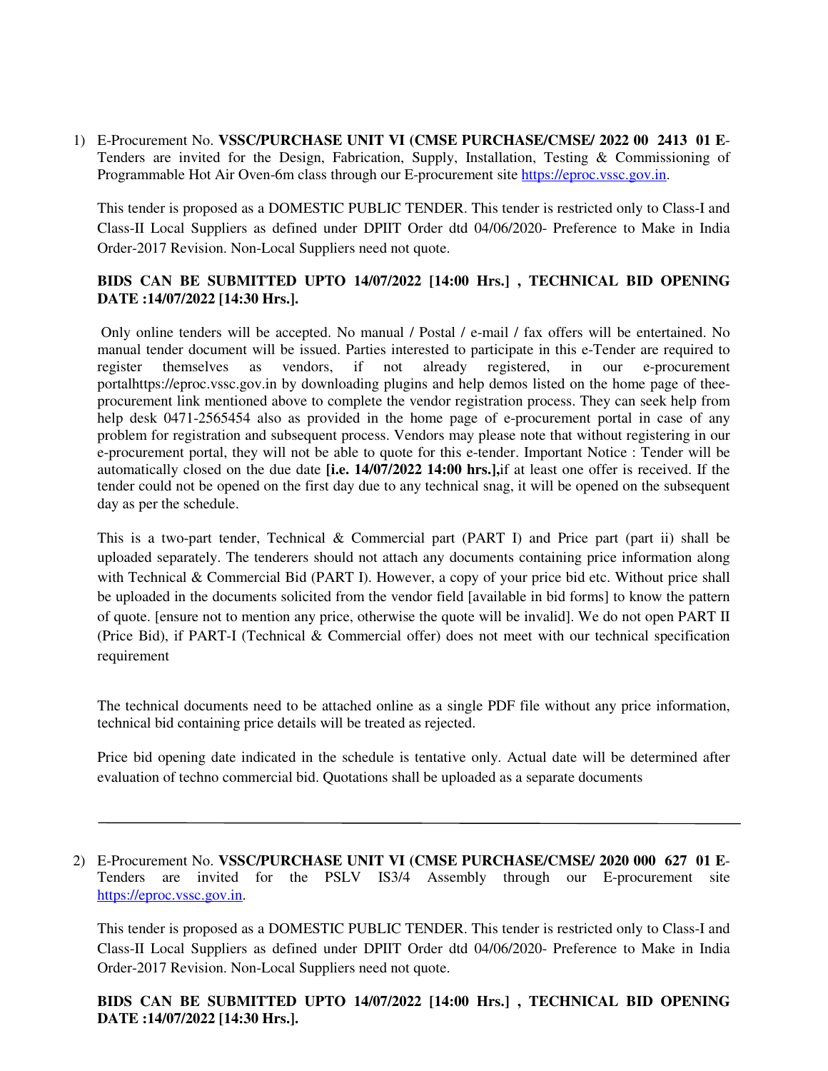1) E-Procurement No. **VSSC/PURCHASE UNIT VI (CMSE PURCHASE/CMSE/ 2022 00 2413 01 E**-Tenders are invited for the Design, Fabrication, Supply, Installation, Testing & Commissioning of Programmable Hot Air Oven-6m class through our E-procurement site https://eproc.vssc.gov.in.

   This tender is proposed as a DOMESTIC PUBLIC TENDER. This tender is restricted only to Class-I and Class-II Local Suppliers as defined under DPIIT Order dtd 04/06/2020- Preference to Make in India Order-2017 Revision. Non-Local Suppliers need not quote.

   **BIDS CAN BE SUBMITTED UPTO 14/07/2022 [14:00 Hrs.] , TECHNICAL BID OPENING DATE :14/07/2022 [14:30 Hrs.].**

   Only online tenders will be accepted. No manual / Postal / e-mail / fax offers will be entertained. No manual tender document will be issued. Parties interested to participate in this e-Tender are required to register themselves as vendors, if not already registered, in our e-procurement portalhttps://eproc.vssc.gov.in by downloading plugins and help demos listed on the home page of thee-procurement link mentioned above to complete the vendor registration process. They can seek help from help desk 0471-2565454 also as provided in the home page of e-procurement portal in case of any problem for registration and subsequent process. Vendors may please note that without registering in our e-procurement portal, they will not be able to quote for this e-tender. Important Notice : Tender will be automatically closed on the due date **[i.e. 14/07/2022 14:00 hrs.],**if at least one offer is received. If the tender could not be opened on the first day due to any technical snag, it will be opened on the subsequent day as per the schedule.

   This is a two-part tender, Technical & Commercial part (PART I) and Price part (part ii) shall be uploaded separately. The tenderers should not attach any documents containing price information along with Technical & Commercial Bid (PART I). However, a copy of your price bid etc. Without price shall be uploaded in the documents solicited from the vendor field [available in bid forms] to know the pattern of quote. [ensure not to mention any price, otherwise the quote will be invalid]. We do not open PART II (Price Bid), if PART-I (Technical & Commercial offer) does not meet with our technical specification requirement

   The technical documents need to be attached online as a single PDF file without any price information, technical bid containing price details will be treated as rejected.

   Price bid opening date indicated in the schedule is tentative only. Actual date will be determined after evaluation of techno commercial bid. Quotations shall be uploaded as a separate documents

---

2) E-Procurement No. **VSSC/PURCHASE UNIT VI (CMSE PURCHASE/CMSE/ 2020 000 627 01 E**-Tenders are invited for the PSLV IS3/4 Assembly through our E-procurement site https://eproc.vssc.gov.in.

   This tender is proposed as a DOMESTIC PUBLIC TENDER. This tender is restricted only to Class-I and Class-II Local Suppliers as defined under DPIIT Order dtd 04/06/2020- Preference to Make in India Order-2017 Revision. Non-Local Suppliers need not quote.

   **BIDS CAN BE SUBMITTED UPTO 14/07/2022 [14:00 Hrs.] , TECHNICAL BID OPENING DATE :14/07/2022 [14:30 Hrs.].**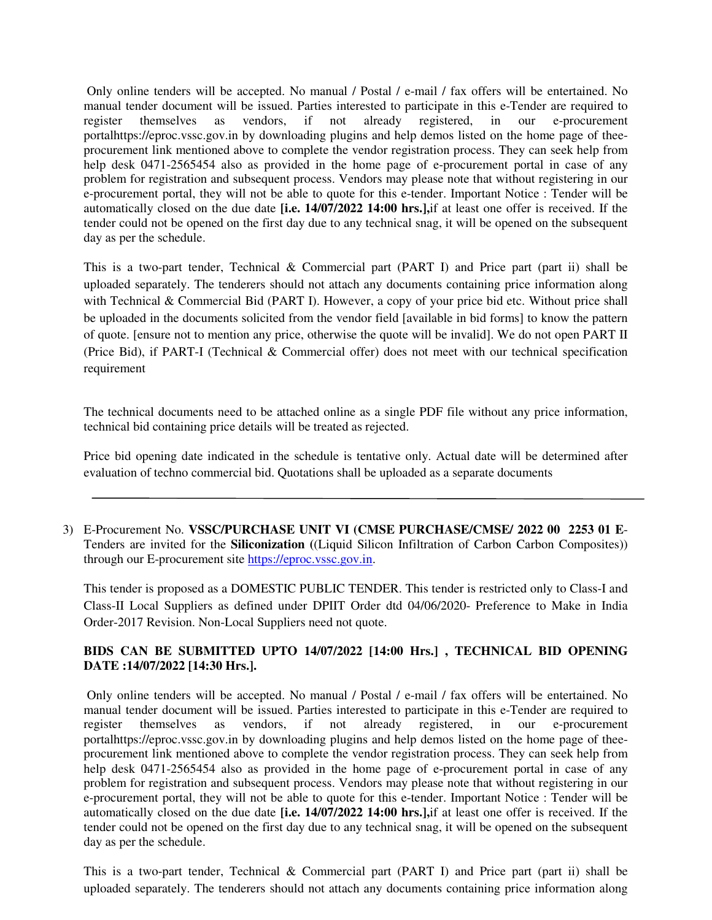Only online tenders will be accepted. No manual / Postal / e-mail / fax offers will be entertained. No manual tender document will be issued. Parties interested to participate in this e-Tender are required to register themselves as vendors, if not already registered, in our e-procurement portalhttps://eproc.vssc.gov.in by downloading plugins and help demos listed on the home page of thee-procurement link mentioned above to complete the vendor registration process. They can seek help from help desk 0471-2565454 also as provided in the home page of e-procurement portal in case of any problem for registration and subsequent process. Vendors may please note that without registering in our e-procurement portal, they will not be able to quote for this e-tender. Important Notice : Tender will be automatically closed on the due date **[i.e. 14/07/2022 14:00 hrs.],**if at least one offer is received. If the tender could not be opened on the first day due to any technical snag, it will be opened on the subsequent day as per the schedule.

This is a two-part tender, Technical & Commercial part (PART I) and Price part (part ii) shall be uploaded separately. The tenderers should not attach any documents containing price information along with Technical & Commercial Bid (PART I). However, a copy of your price bid etc. Without price shall be uploaded in the documents solicited from the vendor field [available in bid forms] to know the pattern of quote. [ensure not to mention any price, otherwise the quote will be invalid]. We do not open PART II (Price Bid), if PART-I (Technical & Commercial offer) does not meet with our technical specification requirement

The technical documents need to be attached online as a single PDF file without any price information, technical bid containing price details will be treated as rejected.

Price bid opening date indicated in the schedule is tentative only. Actual date will be determined after evaluation of techno commercial bid. Quotations shall be uploaded as a separate documents

---

3) E-Procurement No. **VSSC/PURCHASE UNIT VI (CMSE PURCHASE/CMSE/ 2022 00 2253 01 E**-Tenders are invited for the **Siliconization (**(Liquid Silicon Infiltration of Carbon Carbon Composites)) through our E-procurement site https://eproc.vssc.gov.in.

This tender is proposed as a DOMESTIC PUBLIC TENDER. This tender is restricted only to Class-I and Class-II Local Suppliers as defined under DPIIT Order dtd 04/06/2020- Preference to Make in India Order-2017 Revision. Non-Local Suppliers need not quote.

**BIDS CAN BE SUBMITTED UPTO 14/07/2022 [14:00 Hrs.] , TECHNICAL BID OPENING DATE :14/07/2022 [14:30 Hrs.].**

Only online tenders will be accepted. No manual / Postal / e-mail / fax offers will be entertained. No manual tender document will be issued. Parties interested to participate in this e-Tender are required to register themselves as vendors, if not already registered, in our e-procurement portalhttps://eproc.vssc.gov.in by downloading plugins and help demos listed on the home page of thee-procurement link mentioned above to complete the vendor registration process. They can seek help from help desk 0471-2565454 also as provided in the home page of e-procurement portal in case of any problem for registration and subsequent process. Vendors may please note that without registering in our e-procurement portal, they will not be able to quote for this e-tender. Important Notice : Tender will be automatically closed on the due date **[i.e. 14/07/2022 14:00 hrs.],**if at least one offer is received. If the tender could not be opened on the first day due to any technical snag, it will be opened on the subsequent day as per the schedule.

This is a two-part tender, Technical & Commercial part (PART I) and Price part (part ii) shall be uploaded separately. The tenderers should not attach any documents containing price information along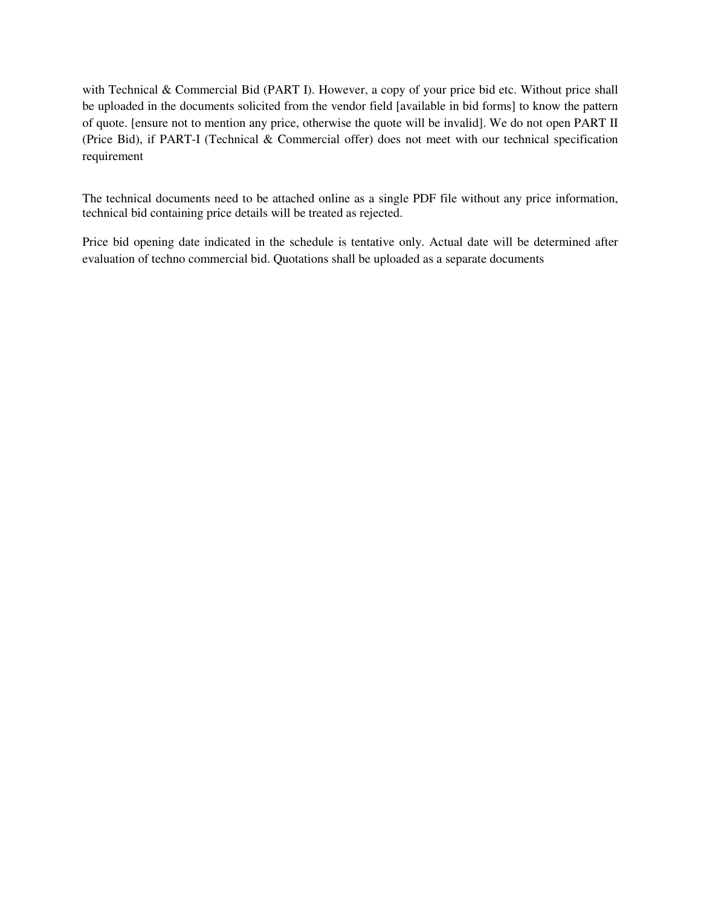with Technical & Commercial Bid (PART I). However, a copy of your price bid etc. Without price shall be uploaded in the documents solicited from the vendor field [available in bid forms] to know the pattern of quote. [ensure not to mention any price, otherwise the quote will be invalid]. We do not open PART II (Price Bid), if PART-I (Technical & Commercial offer) does not meet with our technical specification requirement

The technical documents need to be attached online as a single PDF file without any price information, technical bid containing price details will be treated as rejected.

Price bid opening date indicated in the schedule is tentative only. Actual date will be determined after evaluation of techno commercial bid. Quotations shall be uploaded as a separate documents